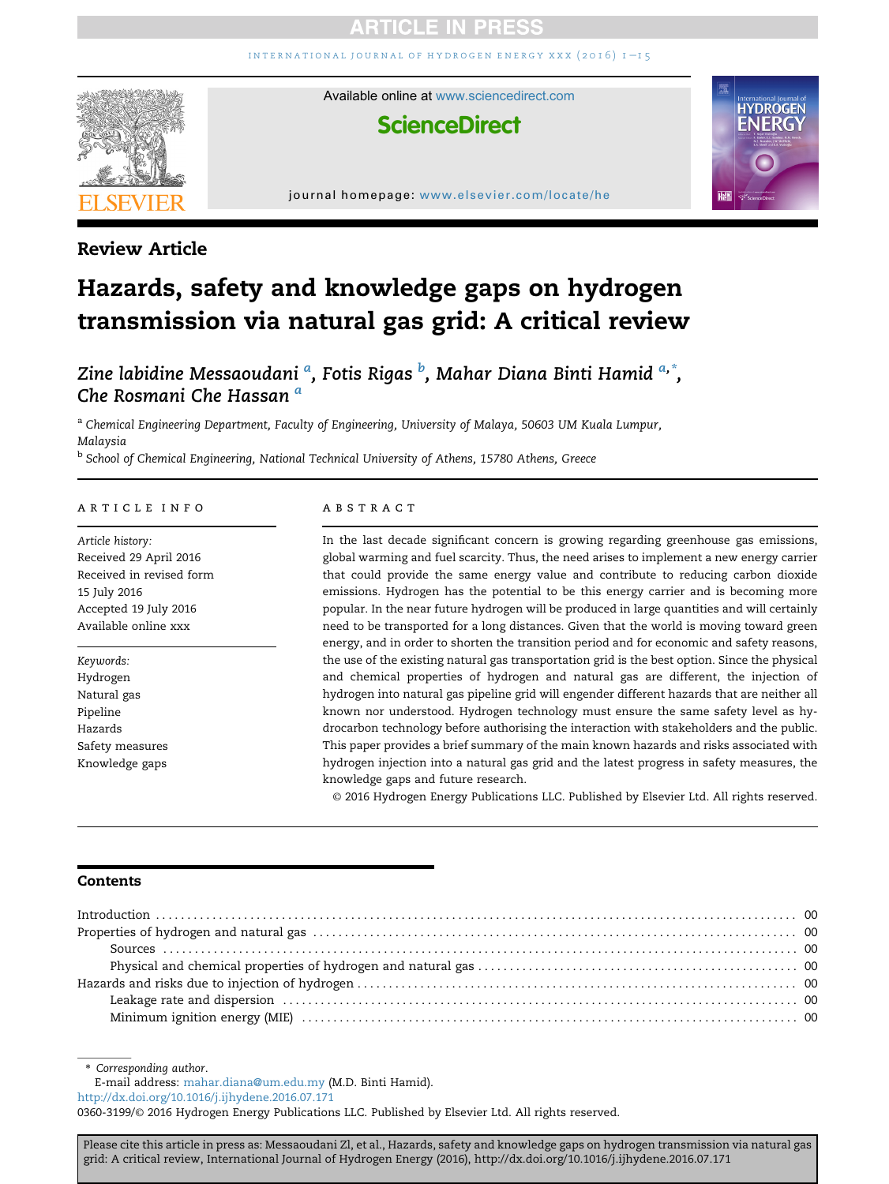Review Article

# Hazards, safety and knowledge gaps on hydrogen transmission via natural gas grid: A critical review

*Zine labidine Messaoudani* [a], *Fotis Rigas* [b], *Mahar Diana Binti Hamid* [a,*], *Che Rosmani Che Hassan* [a]

[a] *Chemical Engineering Department, Faculty of Engineering, University of Malaya, 50603 UM Kuala Lumpur, Malaysia*

[b] *School of Chemical Engineering, National Technical University of Athens, 15780 Athens, Greece*

## ARTICLE INFO

*Article history:*
Received 29 April 2016
Received in revised form
15 July 2016
Accepted 19 July 2016
Available online xxx

*Keywords:*
Hydrogen
Natural gas
Pipeline
Hazards
Safety measures
Knowledge gaps

## ABSTRACT

In the last decade significant concern is growing regarding greenhouse gas emissions, global warming and fuel scarcity. Thus, the need arises to implement a new energy carrier that could provide the same energy value and contribute to reducing carbon dioxide emissions. Hydrogen has the potential to be this energy carrier and is becoming more popular. In the near future hydrogen will be produced in large quantities and will certainly need to be transported for a long distances. Given that the world is moving toward green energy, and in order to shorten the transition period and for economic and safety reasons, the use of the existing natural gas transportation grid is the best option. Since the physical and chemical properties of hydrogen and natural gas are different, the injection of hydrogen into natural gas pipeline grid will engender different hazards that are neither all known nor understood. Hydrogen technology must ensure the same safety level as hydrocarbon technology before authorising the interaction with stakeholders and the public. This paper provides a brief summary of the main known hazards and risks associated with hydrogen injection into a natural gas grid and the latest progress in safety measures, the knowledge gaps and future research.

© 2016 Hydrogen Energy Publications LLC. Published by Elsevier Ltd. All rights reserved.

## Contents

Introduction . . . . . 00
Properties of hydrogen and natural gas . . . . . 00
  Sources . . . . . 00
  Physical and chemical properties of hydrogen and natural gas . . . . . 00
Hazards and risks due to injection of hydrogen . . . . . 00
  Leakage rate and dispersion . . . . . 00
  Minimum ignition energy (MIE) . . . . . 00

\* *Corresponding author.*
E-mail address: mahar.diana@um.edu.my (M.D. Binti Hamid).
http://dx.doi.org/10.1016/j.ijhydene.2016.07.171
0360-3199/© 2016 Hydrogen Energy Publications LLC. Published by Elsevier Ltd. All rights reserved.

Please cite this article in press as: Messaoudani ZI, et al., Hazards, safety and knowledge gaps on hydrogen transmission via natural gas grid: A critical review, International Journal of Hydrogen Energy (2016), http://dx.doi.org/10.1016/j.ijhydene.2016.07.171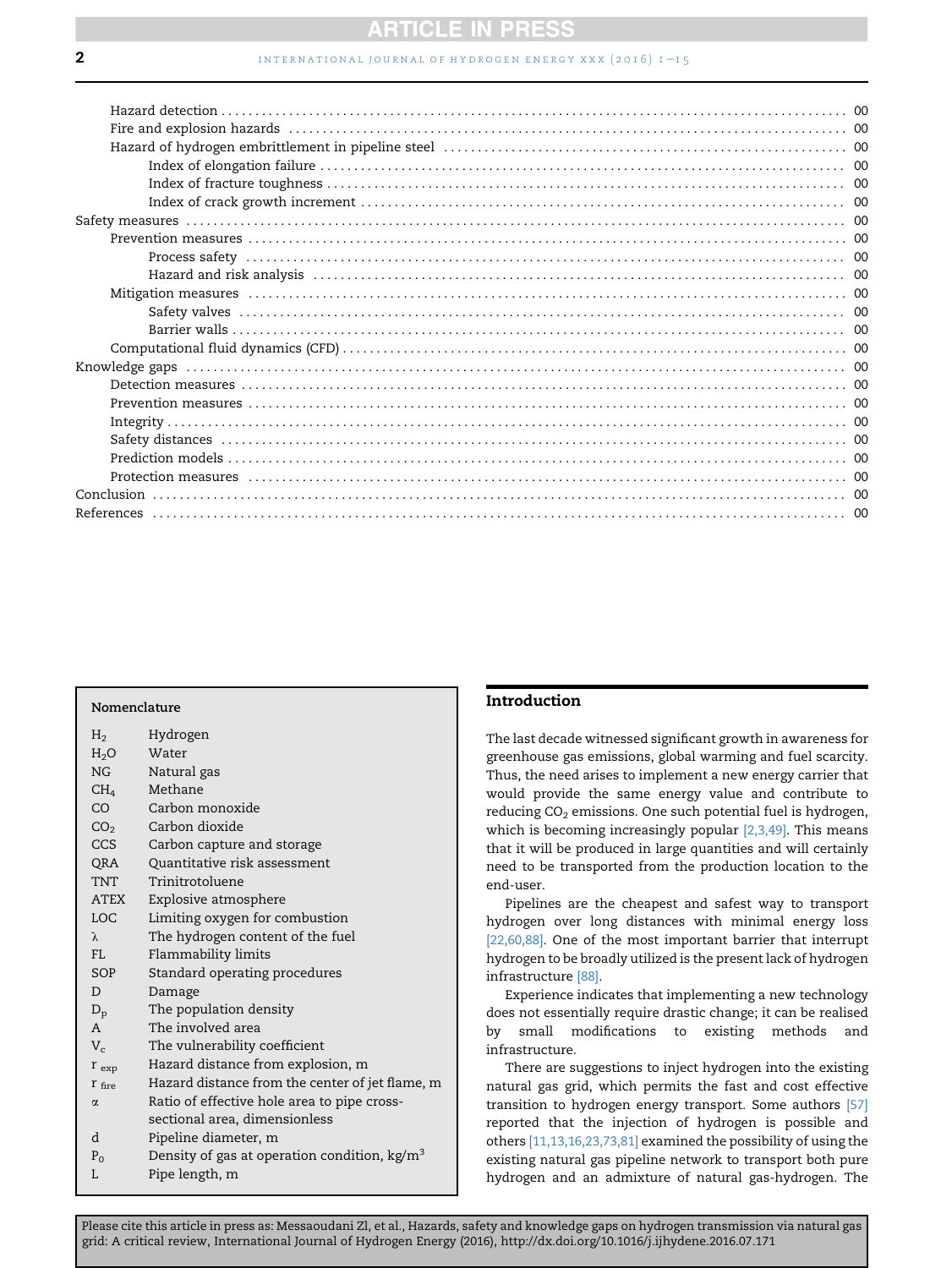Hazard detection ........ 00
Fire and explosion hazards ........ 00
Hazard of hydrogen embrittlement in pipeline steel ........ 00
Index of elongation failure ........ 00
Index of fracture toughness ........ 00
Index of crack growth increment ........ 00
Safety measures ........ 00
Prevention measures ........ 00
Process safety ........ 00
Hazard and risk analysis ........ 00
Mitigation measures ........ 00
Safety valves ........ 00
Barrier walls ........ 00
Computational fluid dynamics (CFD) ........ 00
Knowledge gaps ........ 00
Detection measures ........ 00
Prevention measures ........ 00
Integrity ........ 00
Safety distances ........ 00
Prediction models ........ 00
Protection measures ........ 00
Conclusion ........ 00
References ........ 00

**Nomenclature**

| | |
|---|---|
| $H_2$ | Hydrogen |
| $H_2O$ | Water |
| NG | Natural gas |
| $CH_4$ | Methane |
| CO | Carbon monoxide |
| $CO_2$ | Carbon dioxide |
| CCS | Carbon capture and storage |
| QRA | Quantitative risk assessment |
| TNT | Trinitrotoluene |
| ATEX | Explosive atmosphere |
| LOC | Limiting oxygen for combustion |
| $\lambda$ | The hydrogen content of the fuel |
| FL | Flammability limits |
| SOP | Standard operating procedures |
| D | Damage |
| $D_p$ | The population density |
| A | The involved area |
| $V_c$ | The vulnerability coefficient |
| $r_{exp}$ | Hazard distance from explosion, m |
| $r_{fire}$ | Hazard distance from the center of jet flame, m |
| $\alpha$ | Ratio of effective hole area to pipe cross-sectional area, dimensionless |
| d | Pipeline diameter, m |
| $P_0$ | Density of gas at operation condition, kg/m$^3$ |
| L | Pipe length, m |

## Introduction

The last decade witnessed significant growth in awareness for greenhouse gas emissions, global warming and fuel scarcity. Thus, the need arises to implement a new energy carrier that would provide the same energy value and contribute to reducing $CO_2$ emissions. One such potential fuel is hydrogen, which is becoming increasingly popular [2,3,49]. This means that it will be produced in large quantities and will certainly need to be transported from the production location to the end-user.

Pipelines are the cheapest and safest way to transport hydrogen over long distances with minimal energy loss [22,60,88]. One of the most important barrier that interrupt hydrogen to be broadly utilized is the present lack of hydrogen infrastructure [88].

Experience indicates that implementing a new technology does not essentially require drastic change; it can be realised by small modifications to existing methods and infrastructure.

There are suggestions to inject hydrogen into the existing natural gas grid, which permits the fast and cost effective transition to hydrogen energy transport. Some authors [57] reported that the injection of hydrogen is possible and others [11,13,16,23,73,81] examined the possibility of using the existing natural gas pipeline network to transport both pure hydrogen and an admixture of natural gas-hydrogen. The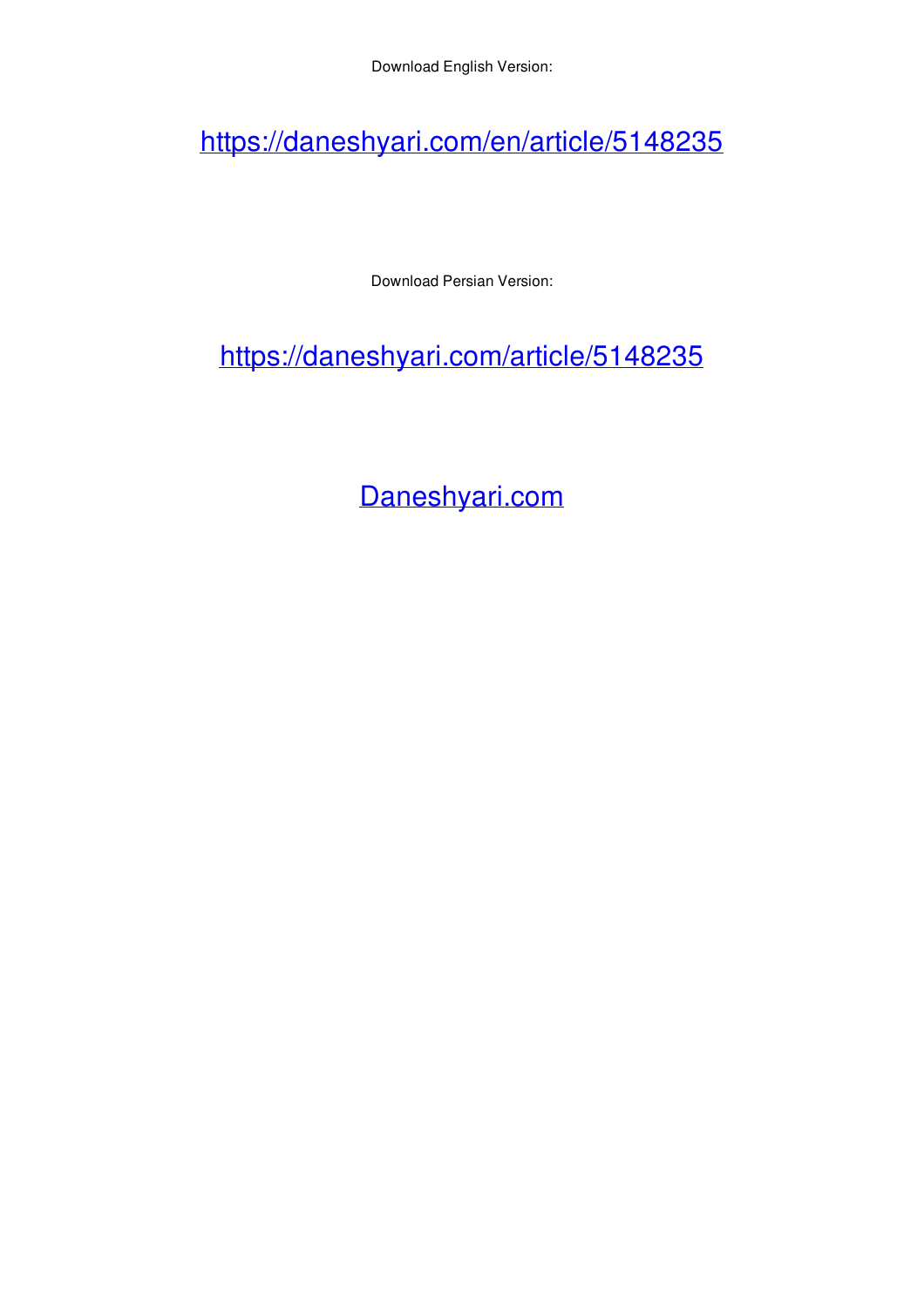Download English Version:

https://daneshyari.com/en/article/5148235

Download Persian Version:

https://daneshyari.com/article/5148235

Daneshyari.com